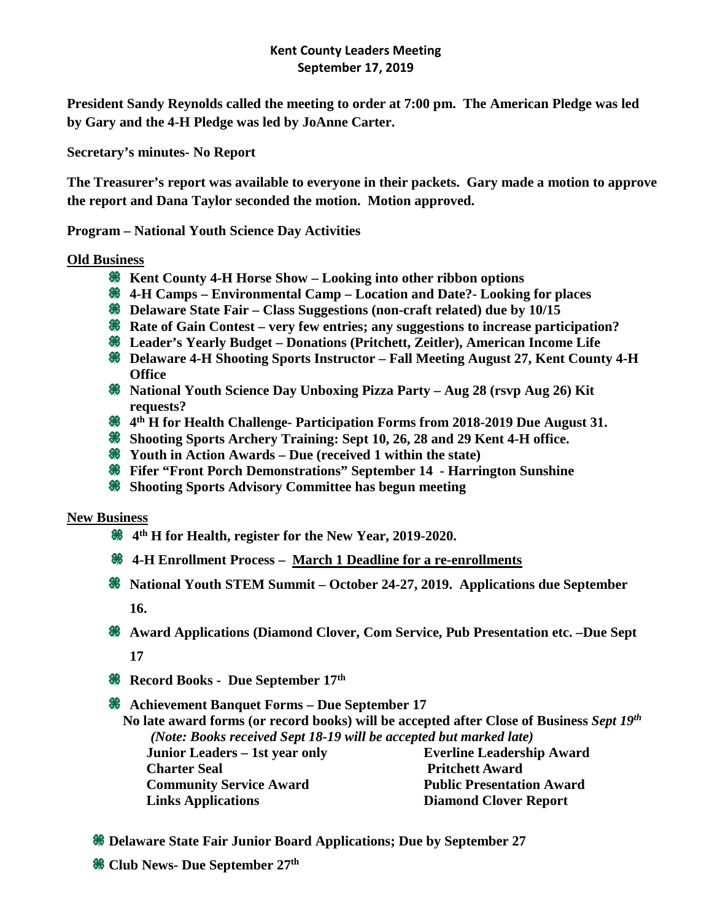# Kent County Leaders Meeting
## September 17, 2019

**President Sandy Reynolds called the meeting to order at 7:00 pm. The American Pledge was led by Gary and the 4-H Pledge was led by JoAnne Carter.**

**Secretary's minutes- No Report**

**The Treasurer's report was available to everyone in their packets. Gary made a motion to approve the report and Dana Taylor seconded the motion. Motion approved.**

**Program – National Youth Science Day Activities**

**Old Business**

- **Kent County 4-H Horse Show – Looking into other ribbon options**
- **4-H Camps – Environmental Camp – Location and Date?- Looking for places**
- **Delaware State Fair – Class Suggestions (non-craft related) due by 10/15**
- **Rate of Gain Contest – very few entries; any suggestions to increase participation?**
- **Leader's Yearly Budget – Donations (Pritchett, Zeitler), American Income Life**
- **Delaware 4-H Shooting Sports Instructor – Fall Meeting August 27, Kent County 4-H Office**
- **National Youth Science Day Unboxing Pizza Party – Aug 28 (rsvp Aug 26) Kit requests?**
- **4th H for Health Challenge- Participation Forms from 2018-2019 Due August 31.**
- **Shooting Sports Archery Training: Sept 10, 26, 28 and 29 Kent 4-H office.**
- **Youth in Action Awards – Due (received 1 within the state)**
- **Fifer "Front Porch Demonstrations" September 14 - Harrington Sunshine**
- **Shooting Sports Advisory Committee has begun meeting**

**New Business**

- **4th H for Health, register for the New Year, 2019-2020.**
- **4-H Enrollment Process – March 1 Deadline for a re-enrollments**
- **National Youth STEM Summit – October 24-27, 2019. Applications due September 16.**
- **Award Applications (Diamond Clover, Com Service, Pub Presentation etc. –Due Sept 17**
- **Record Books - Due September 17th**
- **Achievement Banquet Forms – Due September 17**

  **No late award forms (or record books) will be accepted after Close of Business *Sept 19th***
  ***(Note: Books received Sept 18-19 will be accepted but marked late)***

  | | |
  |---|---|
  | **Junior Leaders – 1st year only** | **Everline Leadership Award** |
  | **Charter Seal** | **Pritchett Award** |
  | **Community Service Award** | **Public Presentation Award** |
  | **Links Applications** | **Diamond Clover Report** |

- **Delaware State Fair Junior Board Applications; Due by September 27**
- **Club News- Due September 27th**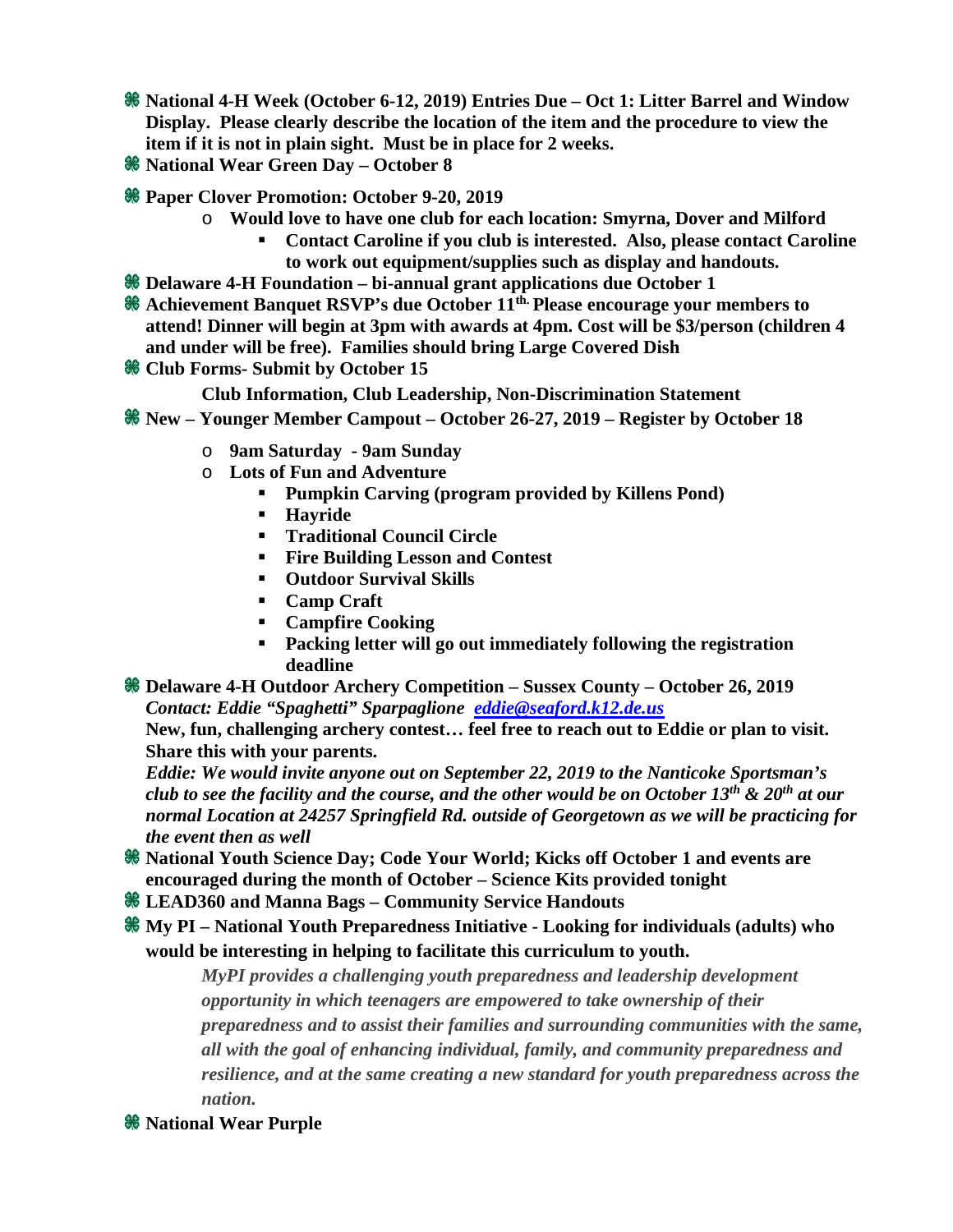- **National 4-H Week (October 6-12, 2019) Entries Due – Oct 1: Litter Barrel and Window Display. Please clearly describe the location of the item and the procedure to view the item if it is not in plain sight. Must be in place for 2 weeks.**
- **National Wear Green Day – October 8**
- **Paper Clover Promotion: October 9-20, 2019**
  - **Would love to have one club for each location: Smyrna, Dover and Milford**
    - **Contact Caroline if you club is interested. Also, please contact Caroline to work out equipment/supplies such as display and handouts.**
- **Delaware 4-H Foundation – bi-annual grant applications due October 1**
- **Achievement Banquet RSVP's due October 11th. Please encourage your members to attend! Dinner will begin at 3pm with awards at 4pm. Cost will be $3/person (children 4 and under will be free). Families should bring Large Covered Dish**
- **Club Forms- Submit by October 15**

  **Club Information, Club Leadership, Non-Discrimination Statement**
- **New – Younger Member Campout – October 26-27, 2019 – Register by October 18**
  - **9am Saturday - 9am Sunday**
  - **Lots of Fun and Adventure**
    - **Pumpkin Carving (program provided by Killens Pond)**
    - **Hayride**
    - **Traditional Council Circle**
    - **Fire Building Lesson and Contest**
    - **Outdoor Survival Skills**
    - **Camp Craft**
    - **Campfire Cooking**
    - **Packing letter will go out immediately following the registration deadline**
- **Delaware 4-H Outdoor Archery Competition – Sussex County – October 26, 2019**
  ***Contact: Eddie "Spaghetti" Sparpaglione [eddie@seaford.k12.de.us](mailto:eddie@seaford.k12.de.us)***

  **New, fun, challenging archery contest… feel free to reach out to Eddie or plan to visit. Share this with your parents.**

  ***Eddie: We would invite anyone out on September 22, 2019 to the Nanticoke Sportsman's club to see the facility and the course, and the other would be on October 13th & 20th at our normal Location at 24257 Springfield Rd. outside of Georgetown as we will be practicing for the event then as well***
- **National Youth Science Day; Code Your World; Kicks off October 1 and events are encouraged during the month of October – Science Kits provided tonight**
- **LEAD360 and Manna Bags – Community Service Handouts**
- **My PI – National Youth Preparedness Initiative - Looking for individuals (adults) who would be interesting in helping to facilitate this curriculum to youth.**

  ***MyPI provides a challenging youth preparedness and leadership development opportunity in which teenagers are empowered to take ownership of their preparedness and to assist their families and surrounding communities with the same, all with the goal of enhancing individual, family, and community preparedness and resilience, and at the same creating a new standard for youth preparedness across the nation.***
- **National Wear Purple**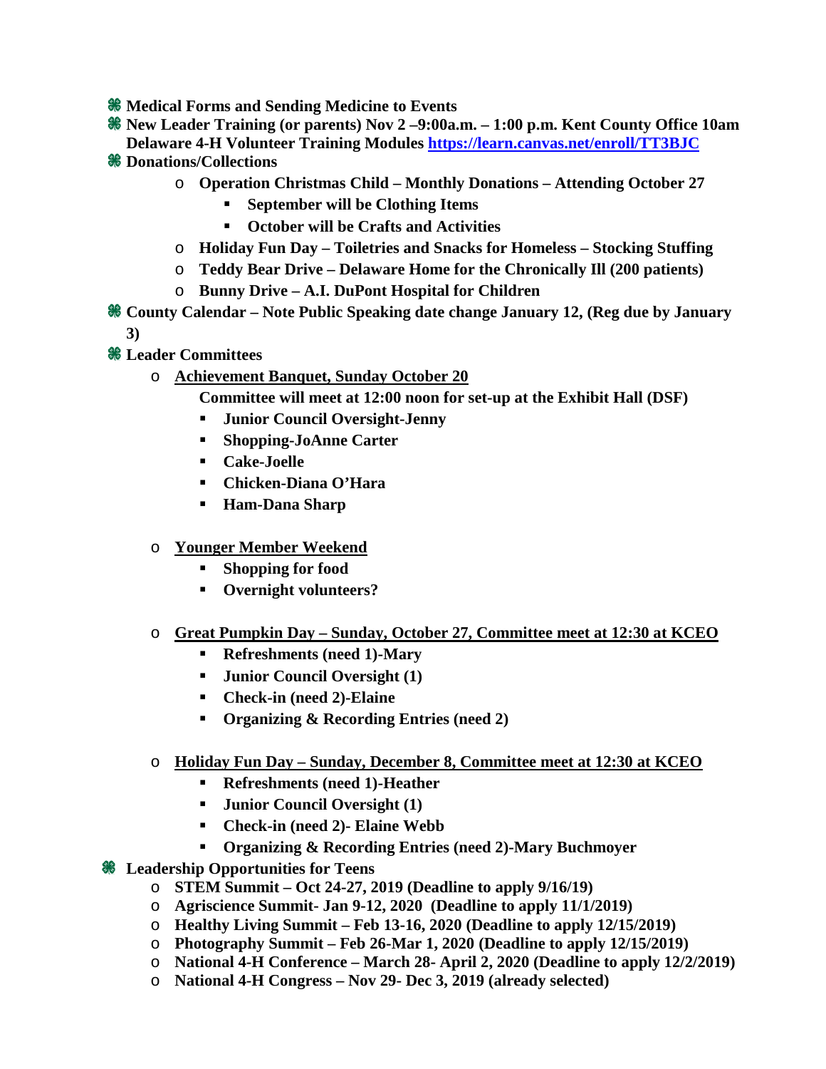- **Medical Forms and Sending Medicine to Events**
- **New Leader Training (or parents) Nov 2 –9:00a.m. – 1:00 p.m. Kent County Office 10am Delaware 4-H Volunteer Training Modules [https://learn.canvas.net/enroll/TT3BJC](https://learn.canvas.net/enroll/TT3BJC)**
- **Donations/Collections**
  - **Operation Christmas Child – Monthly Donations – Attending October 27**
    - **September will be Clothing Items**
    - **October will be Crafts and Activities**
  - **Holiday Fun Day – Toiletries and Snacks for Homeless – Stocking Stuffing**
  - **Teddy Bear Drive – Delaware Home for the Chronically Ill (200 patients)**
  - **Bunny Drive – A.I. DuPont Hospital for Children**
- **County Calendar – Note Public Speaking date change January 12, (Reg due by January 3)**
- **Leader Committees**
  - **<u>Achievement Banquet, Sunday October 20</u>**

    **Committee will meet at 12:00 noon for set-up at the Exhibit Hall (DSF)**
    - **Junior Council Oversight-Jenny**
    - **Shopping-JoAnne Carter**
    - **Cake-Joelle**
    - **Chicken-Diana O'Hara**
    - **Ham-Dana Sharp**
  - **<u>Younger Member Weekend</u>**
    - **Shopping for food**
    - **Overnight volunteers?**
  - **<u>Great Pumpkin Day – Sunday, October 27, Committee meet at 12:30 at KCEO</u>**
    - **Refreshments (need 1)-Mary**
    - **Junior Council Oversight (1)**
    - **Check-in (need 2)-Elaine**
    - **Organizing & Recording Entries (need 2)**
  - **<u>Holiday Fun Day – Sunday, December 8, Committee meet at 12:30 at KCEO</u>**
    - **Refreshments (need 1)-Heather**
    - **Junior Council Oversight (1)**
    - **Check-in (need 2)- Elaine Webb**
    - **Organizing & Recording Entries (need 2)-Mary Buchmoyer**
- **Leadership Opportunities for Teens**
  - **STEM Summit – Oct 24-27, 2019 (Deadline to apply 9/16/19)**
  - **Agriscience Summit- Jan 9-12, 2020 (Deadline to apply 11/1/2019)**
  - **Healthy Living Summit – Feb 13-16, 2020 (Deadline to apply 12/15/2019)**
  - **Photography Summit – Feb 26-Mar 1, 2020 (Deadline to apply 12/15/2019)**
  - **National 4-H Conference – March 28- April 2, 2020 (Deadline to apply 12/2/2019)**
  - **National 4-H Congress – Nov 29- Dec 3, 2019 (already selected)**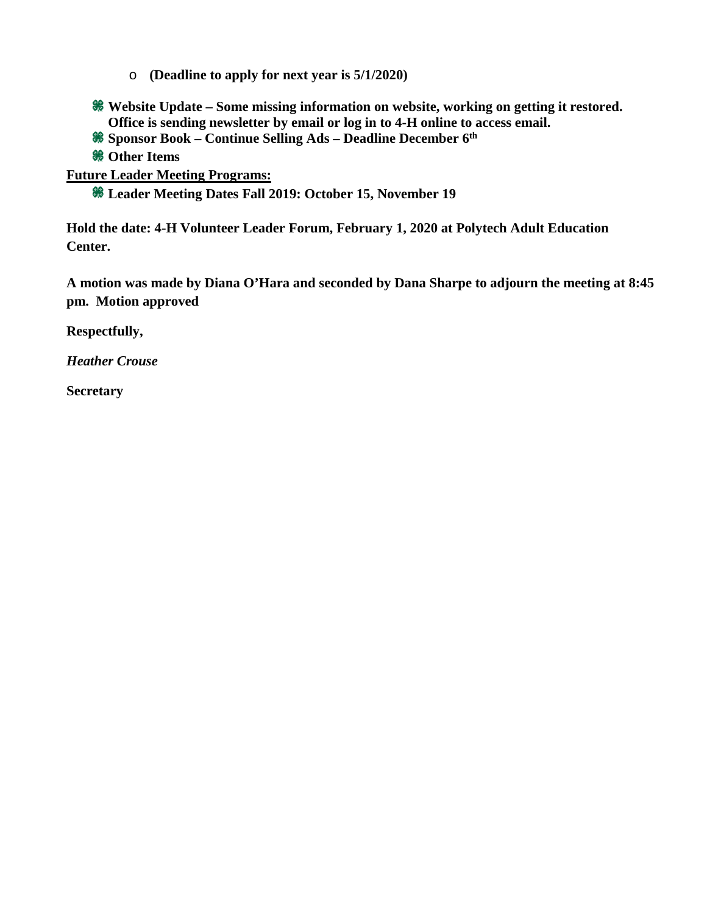- **(Deadline to apply for next year is 5/1/2020)**

- **Website Update – Some missing information on website, working on getting it restored. Office is sending newsletter by email or log in to 4-H online to access email.**
- **Sponsor Book – Continue Selling Ads – Deadline December 6th**
- **Other Items**

**<u>Future Leader Meeting Programs:</u>**

- **Leader Meeting Dates Fall 2019: October 15, November 19**

**Hold the date: 4-H Volunteer Leader Forum, February 1, 2020 at Polytech Adult Education Center.**

**A motion was made by Diana O'Hara and seconded by Dana Sharpe to adjourn the meeting at 8:45 pm. Motion approved**

**Respectfully,**

***Heather Crouse***

**Secretary**